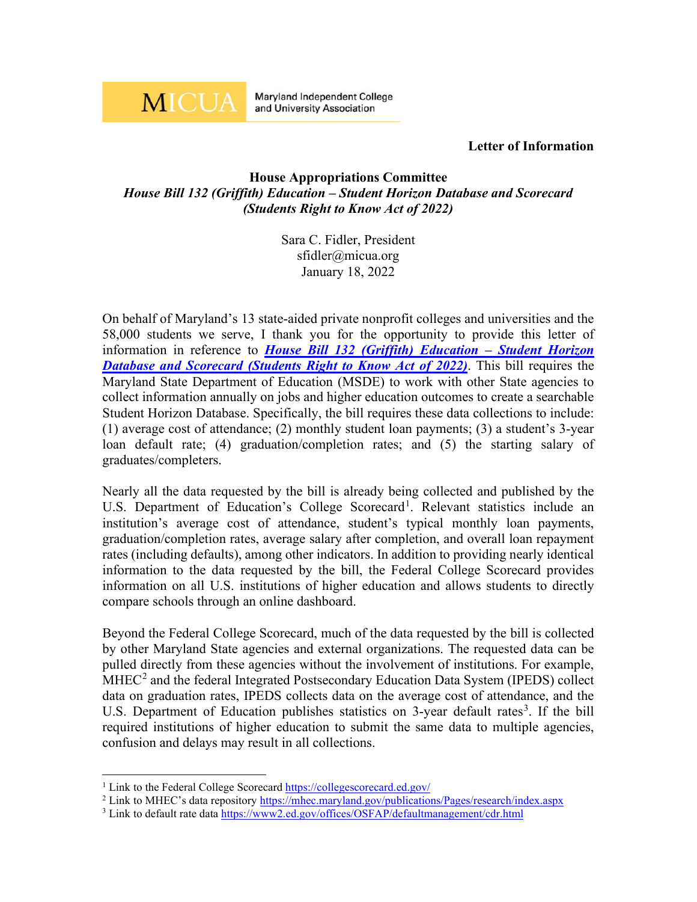MICUA Maryland Independent College and University Association

**Letter of Information**

**House Appropriations Committee**
***House Bill 132 (Griffith) Education – Student Horizon Database and Scorecard (Students Right to Know Act of 2022)***

Sara C. Fidler, President
sfidler@micua.org
January 18, 2022

On behalf of Maryland's 13 state-aided private nonprofit colleges and universities and the 58,000 students we serve, I thank you for the opportunity to provide this letter of information in reference to ***House Bill 132 (Griffith) Education – Student Horizon Database and Scorecard (Students Right to Know Act of 2022)***. This bill requires the Maryland State Department of Education (MSDE) to work with other State agencies to collect information annually on jobs and higher education outcomes to create a searchable Student Horizon Database. Specifically, the bill requires these data collections to include: (1) average cost of attendance; (2) monthly student loan payments; (3) a student's 3-year loan default rate; (4) graduation/completion rates; and (5) the starting salary of graduates/completers.

Nearly all the data requested by the bill is already being collected and published by the U.S. Department of Education's College Scorecard[1]. Relevant statistics include an institution's average cost of attendance, student's typical monthly loan payments, graduation/completion rates, average salary after completion, and overall loan repayment rates (including defaults), among other indicators. In addition to providing nearly identical information to the data requested by the bill, the Federal College Scorecard provides information on all U.S. institutions of higher education and allows students to directly compare schools through an online dashboard.

Beyond the Federal College Scorecard, much of the data requested by the bill is collected by other Maryland State agencies and external organizations. The requested data can be pulled directly from these agencies without the involvement of institutions. For example, MHEC[2] and the federal Integrated Postsecondary Education Data System (IPEDS) collect data on graduation rates, IPEDS collects data on the average cost of attendance, and the U.S. Department of Education publishes statistics on 3-year default rates[3]. If the bill required institutions of higher education to submit the same data to multiple agencies, confusion and delays may result in all collections.

---

[1] Link to the Federal College Scorecard https://collegescorecard.ed.gov/

[2] Link to MHEC's data repository https://mhec.maryland.gov/publications/Pages/research/index.aspx

[3] Link to default rate data https://www2.ed.gov/offices/OSFAP/defaultmanagement/cdr.html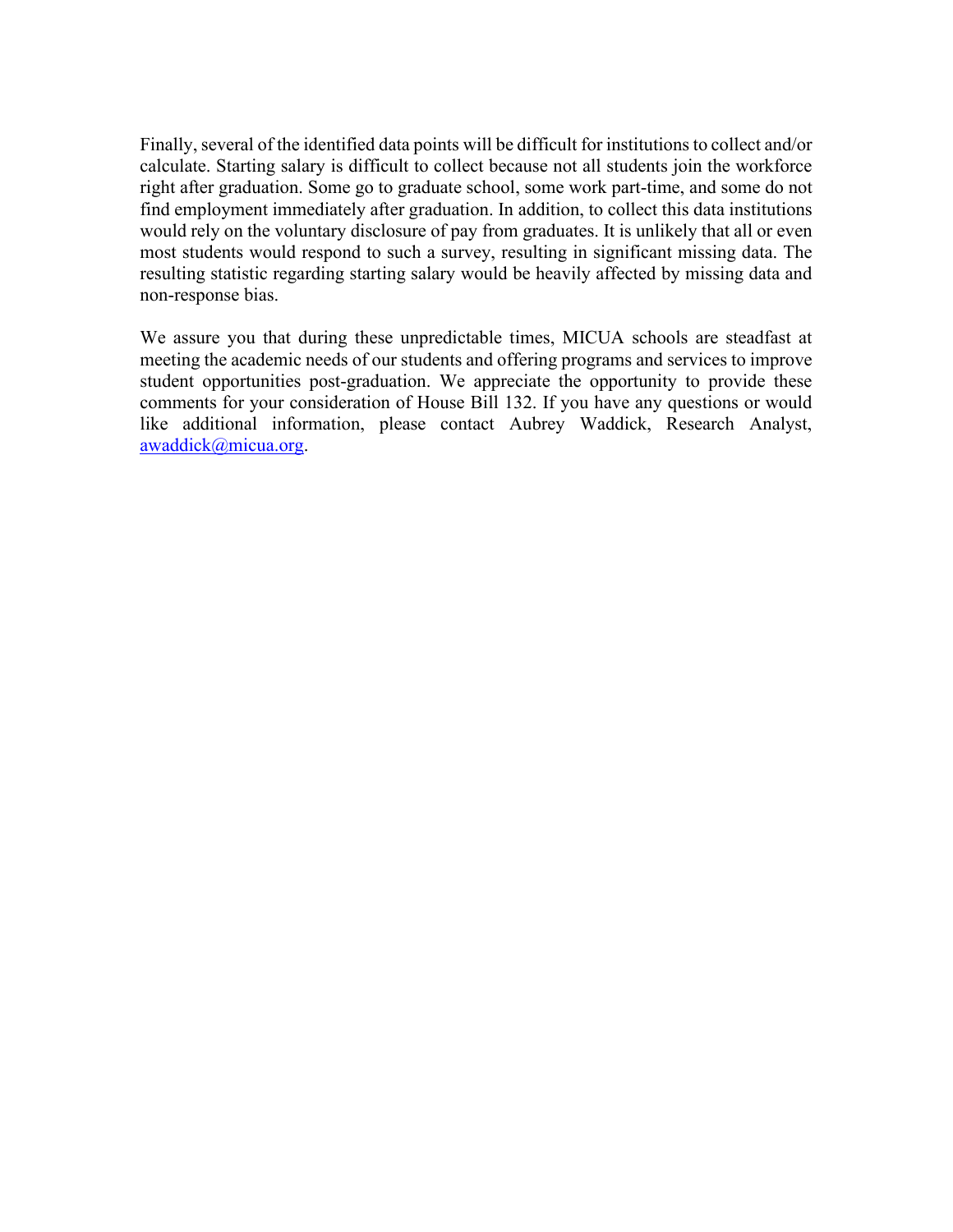Finally, several of the identified data points will be difficult for institutions to collect and/or calculate. Starting salary is difficult to collect because not all students join the workforce right after graduation. Some go to graduate school, some work part-time, and some do not find employment immediately after graduation. In addition, to collect this data institutions would rely on the voluntary disclosure of pay from graduates. It is unlikely that all or even most students would respond to such a survey, resulting in significant missing data. The resulting statistic regarding starting salary would be heavily affected by missing data and non-response bias.

We assure you that during these unpredictable times, MICUA schools are steadfast at meeting the academic needs of our students and offering programs and services to improve student opportunities post-graduation. We appreciate the opportunity to provide these comments for your consideration of House Bill 132. If you have any questions or would like additional information, please contact Aubrey Waddick, Research Analyst, awaddick@micua.org.